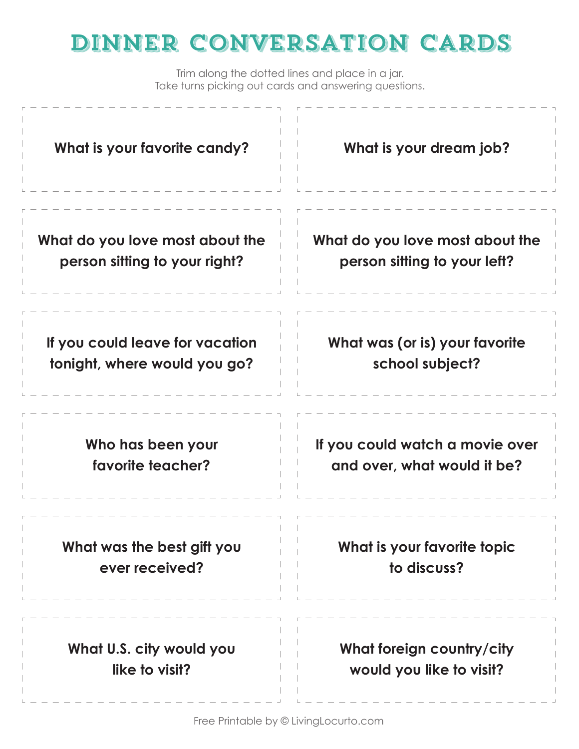# DINNER CONVERSATION CARDS

Trim along the dotted lines and place in a jar.
Take turns picking out cards and answering questions.

**What is your favorite candy?**

**What is your dream job?**

**What do you love most about the person sitting to your right?**

**What do you love most about the person sitting to your left?**

**If you could leave for vacation tonight, where would you go?**

**What was (or is) your favorite school subject?**

**Who has been your favorite teacher?**

**If you could watch a movie over and over, what would it be?**

**What was the best gift you ever received?**

**What is your favorite topic to discuss?**

**What U.S. city would you like to visit?**

**What foreign country/city would you like to visit?**

Free Printable by © LivingLocurto.com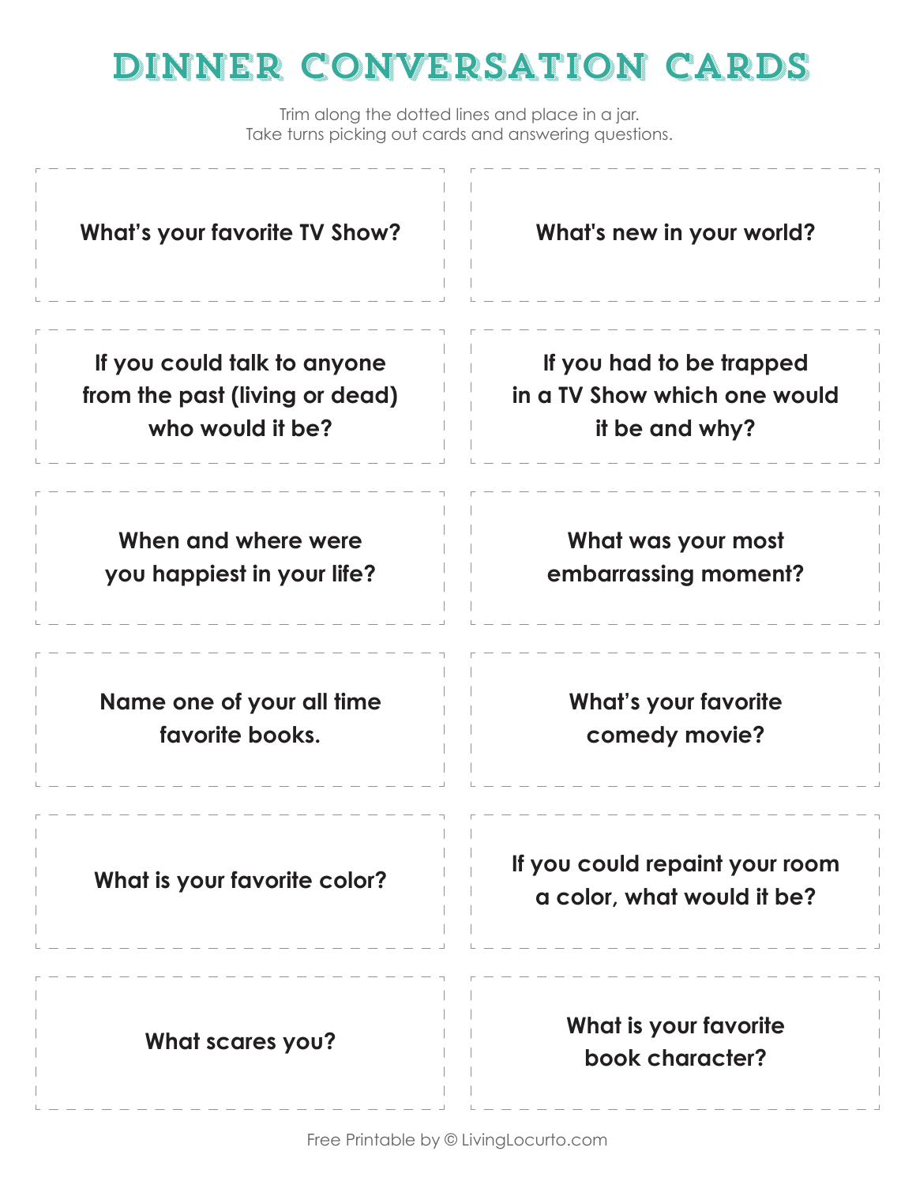# DINNER CONVERSATION CARDS

Trim along the dotted lines and place in a jar.
Take turns picking out cards and answering questions.

**What's your favorite TV Show?**

**What's new in your world?**

**If you could talk to anyone from the past (living or dead) who would it be?**

**If you had to be trapped in a TV Show which one would it be and why?**

**When and where were you happiest in your life?**

**What was your most embarrassing moment?**

**Name one of your all time favorite books.**

**What's your favorite comedy movie?**

**What is your favorite color?**

**If you could repaint your room a color, what would it be?**

**What scares you?**

**What is your favorite book character?**

Free Printable by © LivingLocurto.com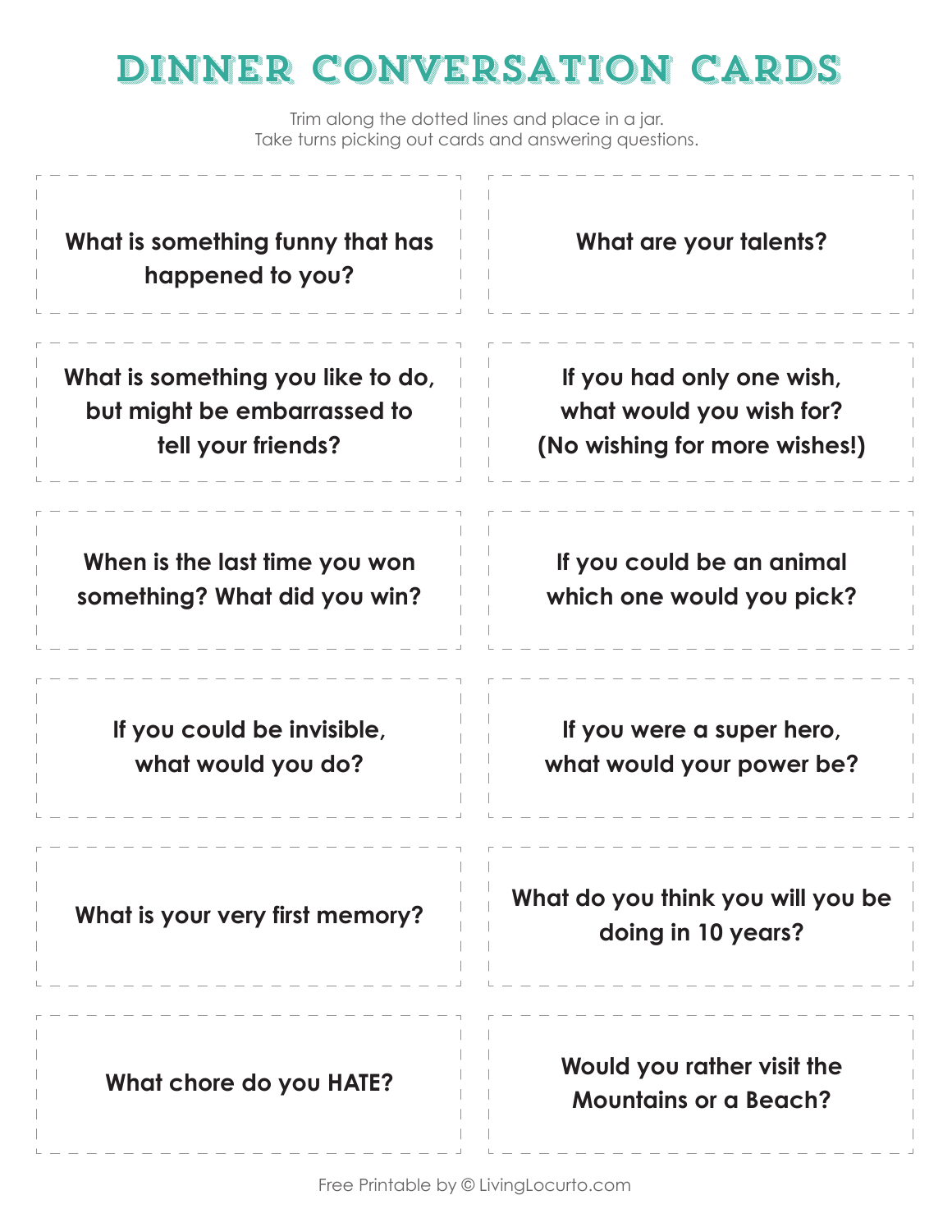# DINNER CONVERSATION CARDS

Trim along the dotted lines and place in a jar.
Take turns picking out cards and answering questions.

| | |
|---|---|
| **What is something funny that has happened to you?** | **What are your talents?** |
| **What is something you like to do, but might be embarrassed to tell your friends?** | **If you had only one wish, what would you wish for? (No wishing for more wishes!)** |
| **When is the last time you won something? What did you win?** | **If you could be an animal which one would you pick?** |
| **If you could be invisible, what would you do?** | **If you were a super hero, what would your power be?** |
| **What is your very first memory?** | **What do you think you will you be doing in 10 years?** |
| **What chore do you HATE?** | **Would you rather visit the Mountains or a Beach?** |

Free Printable by © LivingLocurto.com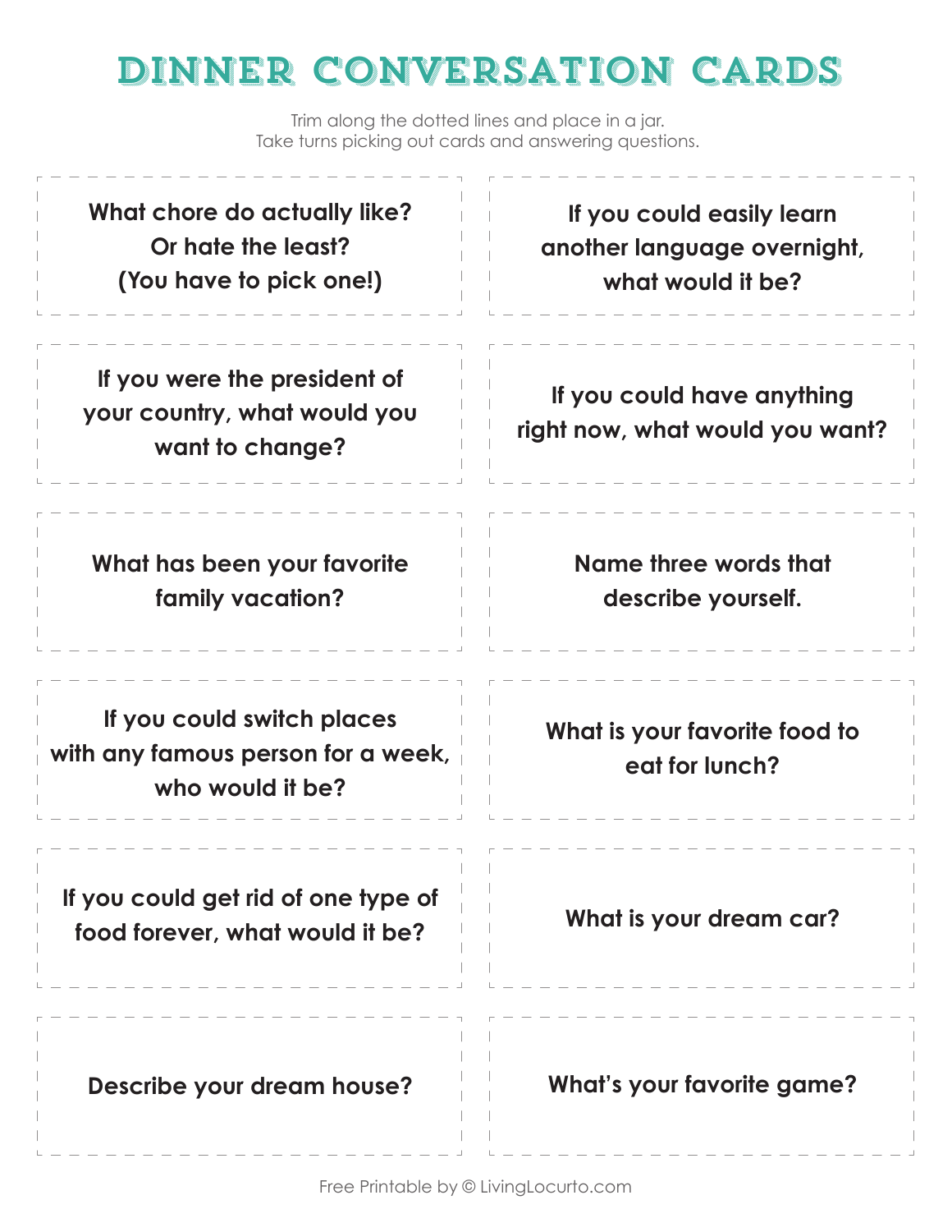# DINNER CONVERSATION CARDS

Trim along the dotted lines and place in a jar.
Take turns picking out cards and answering questions.

**What chore do actually like? Or hate the least? (You have to pick one!)**

**If you could easily learn another language overnight, what would it be?**

**If you were the president of your country, what would you want to change?**

**If you could have anything right now, what would you want?**

**What has been your favorite family vacation?**

**Name three words that describe yourself.**

**If you could switch places with any famous person for a week, who would it be?**

**What is your favorite food to eat for lunch?**

**If you could get rid of one type of food forever, what would it be?**

**What is your dream car?**

**Describe your dream house?**

**What's your favorite game?**

Free Printable by © LivingLocurto.com